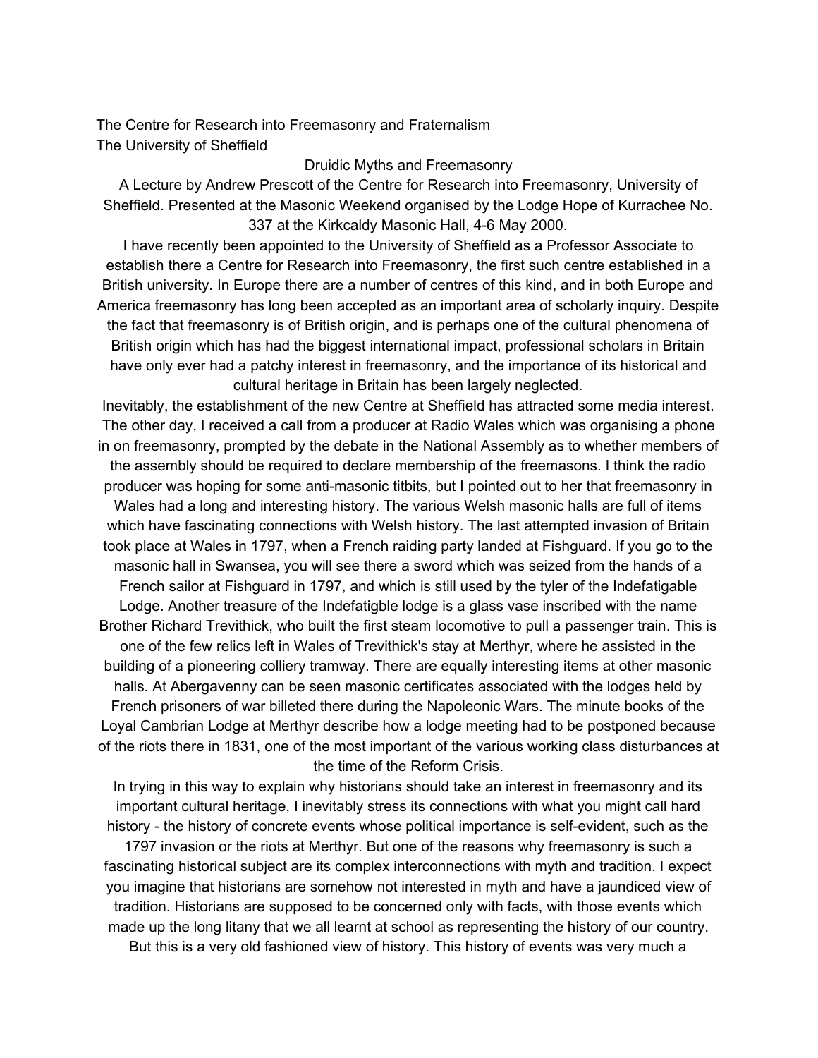The Centre for Research into Freemasonry and Fraternalism
The University of Sheffield

# Druidic Myths and Freemasonry

A Lecture by Andrew Prescott of the Centre for Research into Freemasonry, University of Sheffield. Presented at the Masonic Weekend organised by the Lodge Hope of Kurrachee No. 337 at the Kirkcaldy Masonic Hall, 4-6 May 2000.

I have recently been appointed to the University of Sheffield as a Professor Associate to establish there a Centre for Research into Freemasonry, the first such centre established in a British university. In Europe there are a number of centres of this kind, and in both Europe and America freemasonry has long been accepted as an important area of scholarly inquiry. Despite the fact that freemasonry is of British origin, and is perhaps one of the cultural phenomena of British origin which has had the biggest international impact, professional scholars in Britain have only ever had a patchy interest in freemasonry, and the importance of its historical and cultural heritage in Britain has been largely neglected.

Inevitably, the establishment of the new Centre at Sheffield has attracted some media interest. The other day, I received a call from a producer at Radio Wales which was organising a phone in on freemasonry, prompted by the debate in the National Assembly as to whether members of the assembly should be required to declare membership of the freemasons. I think the radio producer was hoping for some anti-masonic titbits, but I pointed out to her that freemasonry in Wales had a long and interesting history. The various Welsh masonic halls are full of items which have fascinating connections with Welsh history. The last attempted invasion of Britain took place at Wales in 1797, when a French raiding party landed at Fishguard. If you go to the masonic hall in Swansea, you will see there a sword which was seized from the hands of a French sailor at Fishguard in 1797, and which is still used by the tyler of the Indefatigable Lodge. Another treasure of the Indefatigble lodge is a glass vase inscribed with the name Brother Richard Trevithick, who built the first steam locomotive to pull a passenger train. This is one of the few relics left in Wales of Trevithick's stay at Merthyr, where he assisted in the building of a pioneering colliery tramway. There are equally interesting items at other masonic halls. At Abergavenny can be seen masonic certificates associated with the lodges held by French prisoners of war billeted there during the Napoleonic Wars. The minute books of the Loyal Cambrian Lodge at Merthyr describe how a lodge meeting had to be postponed because of the riots there in 1831, one of the most important of the various working class disturbances at the time of the Reform Crisis.

In trying in this way to explain why historians should take an interest in freemasonry and its important cultural heritage, I inevitably stress its connections with what you might call hard history - the history of concrete events whose political importance is self-evident, such as the 1797 invasion or the riots at Merthyr. But one of the reasons why freemasonry is such a fascinating historical subject are its complex interconnections with myth and tradition. I expect you imagine that historians are somehow not interested in myth and have a jaundiced view of tradition. Historians are supposed to be concerned only with facts, with those events which made up the long litany that we all learnt at school as representing the history of our country. But this is a very old fashioned view of history. This history of events was very much a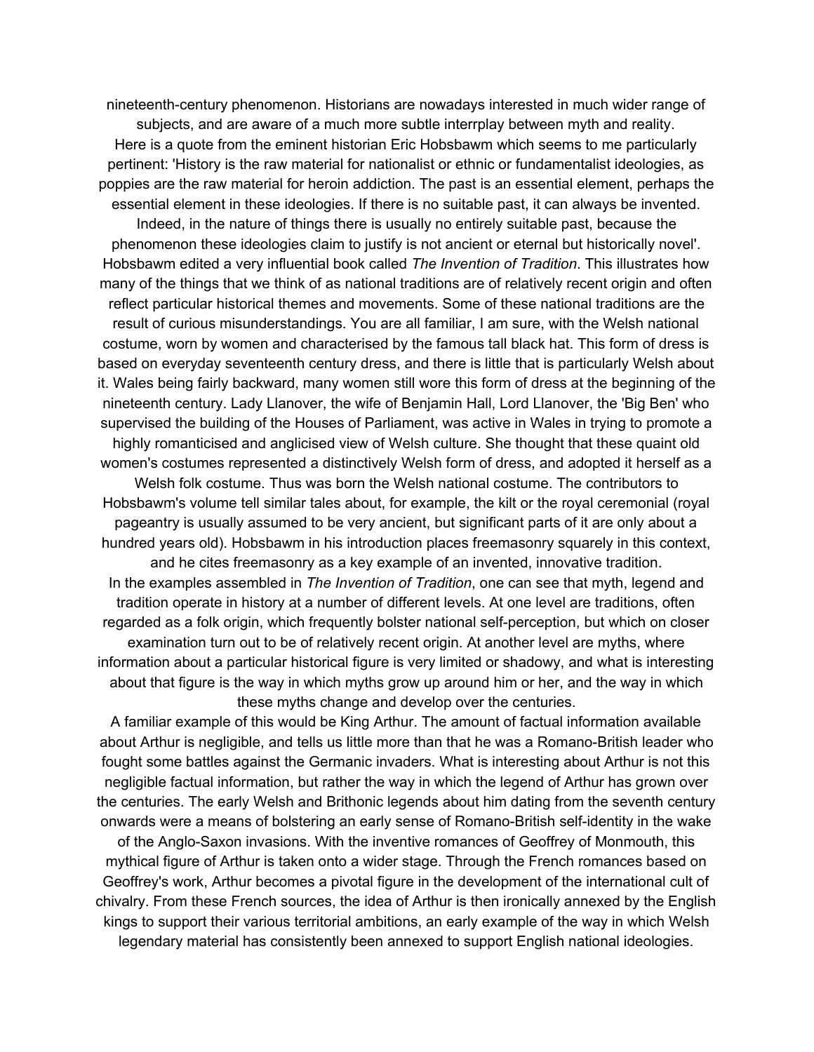nineteenth-century phenomenon. Historians are nowadays interested in much wider range of subjects, and are aware of a much more subtle interrplay between myth and reality.

Here is a quote from the eminent historian Eric Hobsbawm which seems to me particularly pertinent: 'History is the raw material for nationalist or ethnic or fundamentalist ideologies, as poppies are the raw material for heroin addiction. The past is an essential element, perhaps the essential element in these ideologies. If there is no suitable past, it can always be invented. Indeed, in the nature of things there is usually no entirely suitable past, because the phenomenon these ideologies claim to justify is not ancient or eternal but historically novel'.

Hobsbawm edited a very influential book called *The Invention of Tradition*. This illustrates how many of the things that we think of as national traditions are of relatively recent origin and often reflect particular historical themes and movements. Some of these national traditions are the result of curious misunderstandings. You are all familiar, I am sure, with the Welsh national costume, worn by women and characterised by the famous tall black hat. This form of dress is based on everyday seventeenth century dress, and there is little that is particularly Welsh about it. Wales being fairly backward, many women still wore this form of dress at the beginning of the nineteenth century. Lady Llanover, the wife of Benjamin Hall, Lord Llanover, the 'Big Ben' who supervised the building of the Houses of Parliament, was active in Wales in trying to promote a highly romanticised and anglicised view of Welsh culture. She thought that these quaint old women's costumes represented a distinctively Welsh form of dress, and adopted it herself as a Welsh folk costume. Thus was born the Welsh national costume. The contributors to Hobsbawm's volume tell similar tales about, for example, the kilt or the royal ceremonial (royal pageantry is usually assumed to be very ancient, but significant parts of it are only about a hundred years old). Hobsbawm in his introduction places freemasonry squarely in this context, and he cites freemasonry as a key example of an invented, innovative tradition.

In the examples assembled in *The Invention of Tradition*, one can see that myth, legend and tradition operate in history at a number of different levels. At one level are traditions, often regarded as a folk origin, which frequently bolster national self-perception, but which on closer examination turn out to be of relatively recent origin. At another level are myths, where information about a particular historical figure is very limited or shadowy, and what is interesting about that figure is the way in which myths grow up around him or her, and the way in which these myths change and develop over the centuries.

A familiar example of this would be King Arthur. The amount of factual information available about Arthur is negligible, and tells us little more than that he was a Romano-British leader who fought some battles against the Germanic invaders. What is interesting about Arthur is not this negligible factual information, but rather the way in which the legend of Arthur has grown over the centuries. The early Welsh and Brithonic legends about him dating from the seventh century onwards were a means of bolstering an early sense of Romano-British self-identity in the wake of the Anglo-Saxon invasions. With the inventive romances of Geoffrey of Monmouth, this mythical figure of Arthur is taken onto a wider stage. Through the French romances based on Geoffrey's work, Arthur becomes a pivotal figure in the development of the international cult of chivalry. From these French sources, the idea of Arthur is then ironically annexed by the English kings to support their various territorial ambitions, an early example of the way in which Welsh legendary material has consistently been annexed to support English national ideologies.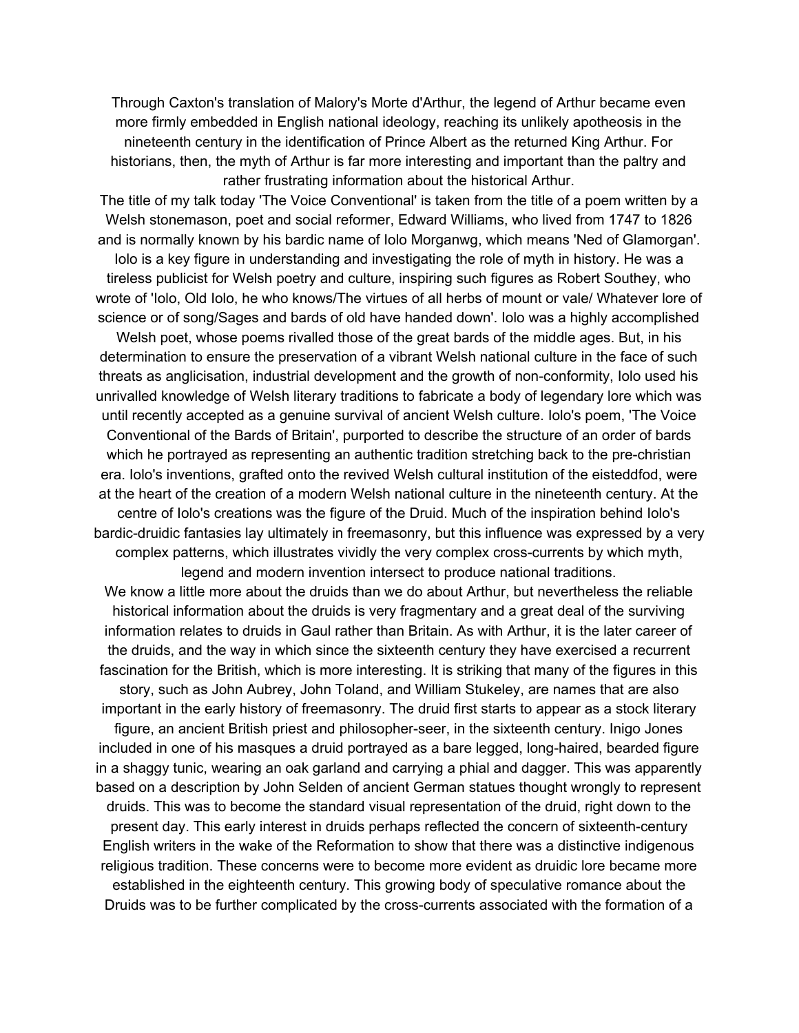Through Caxton's translation of Malory's Morte d'Arthur, the legend of Arthur became even more firmly embedded in English national ideology, reaching its unlikely apotheosis in the nineteenth century in the identification of Prince Albert as the returned King Arthur. For historians, then, the myth of Arthur is far more interesting and important than the paltry and rather frustrating information about the historical Arthur.

The title of my talk today 'The Voice Conventional' is taken from the title of a poem written by a Welsh stonemason, poet and social reformer, Edward Williams, who lived from 1747 to 1826 and is normally known by his bardic name of Iolo Morganwg, which means 'Ned of Glamorgan'. Iolo is a key figure in understanding and investigating the role of myth in history. He was a tireless publicist for Welsh poetry and culture, inspiring such figures as Robert Southey, who wrote of 'Iolo, Old Iolo, he who knows/The virtues of all herbs of mount or vale/ Whatever lore of science or of song/Sages and bards of old have handed down'. Iolo was a highly accomplished Welsh poet, whose poems rivalled those of the great bards of the middle ages. But, in his determination to ensure the preservation of a vibrant Welsh national culture in the face of such threats as anglicisation, industrial development and the growth of non-conformity, Iolo used his unrivalled knowledge of Welsh literary traditions to fabricate a body of legendary lore which was until recently accepted as a genuine survival of ancient Welsh culture. Iolo's poem, 'The Voice Conventional of the Bards of Britain', purported to describe the structure of an order of bards which he portrayed as representing an authentic tradition stretching back to the pre-christian era. Iolo's inventions, grafted onto the revived Welsh cultural institution of the eisteddfod, were at the heart of the creation of a modern Welsh national culture in the nineteenth century. At the centre of Iolo's creations was the figure of the Druid. Much of the inspiration behind Iolo's bardic-druidic fantasies lay ultimately in freemasonry, but this influence was expressed by a very complex patterns, which illustrates vividly the very complex cross-currents by which myth, legend and modern invention intersect to produce national traditions.

We know a little more about the druids than we do about Arthur, but nevertheless the reliable historical information about the druids is very fragmentary and a great deal of the surviving information relates to druids in Gaul rather than Britain. As with Arthur, it is the later career of the druids, and the way in which since the sixteenth century they have exercised a recurrent fascination for the British, which is more interesting. It is striking that many of the figures in this story, such as John Aubrey, John Toland, and William Stukeley, are names that are also important in the early history of freemasonry. The druid first starts to appear as a stock literary figure, an ancient British priest and philosopher-seer, in the sixteenth century. Inigo Jones included in one of his masques a druid portrayed as a bare legged, long-haired, bearded figure in a shaggy tunic, wearing an oak garland and carrying a phial and dagger. This was apparently based on a description by John Selden of ancient German statues thought wrongly to represent druids. This was to become the standard visual representation of the druid, right down to the present day. This early interest in druids perhaps reflected the concern of sixteenth-century English writers in the wake of the Reformation to show that there was a distinctive indigenous religious tradition. These concerns were to become more evident as druidic lore became more established in the eighteenth century. This growing body of speculative romance about the Druids was to be further complicated by the cross-currents associated with the formation of a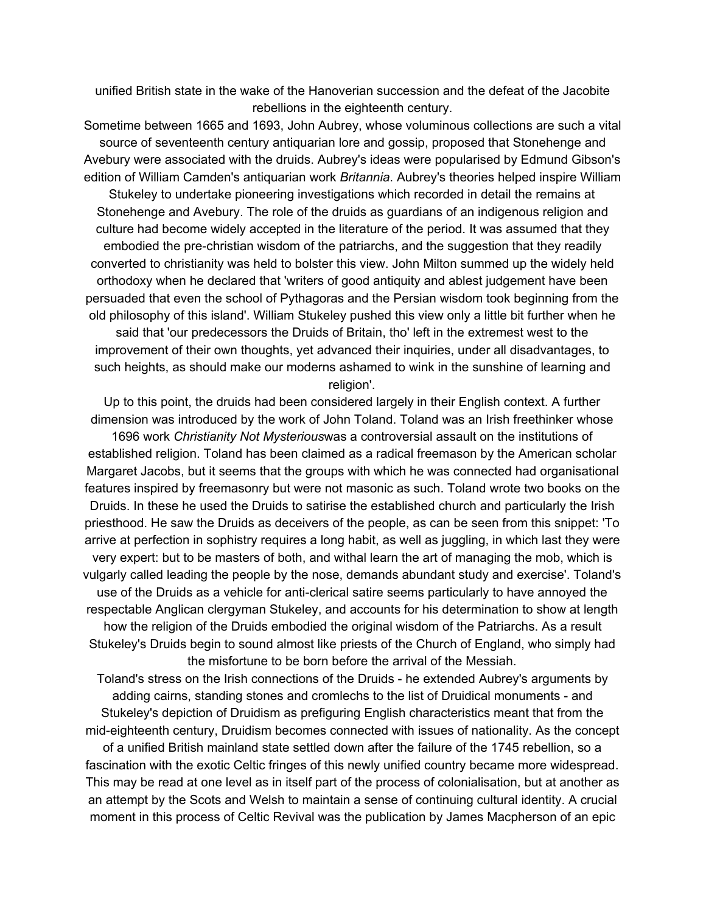unified British state in the wake of the Hanoverian succession and the defeat of the Jacobite rebellions in the eighteenth century.

Sometime between 1665 and 1693, John Aubrey, whose voluminous collections are such a vital source of seventeenth century antiquarian lore and gossip, proposed that Stonehenge and Avebury were associated with the druids. Aubrey's ideas were popularised by Edmund Gibson's edition of William Camden's antiquarian work *Britannia*. Aubrey's theories helped inspire William Stukeley to undertake pioneering investigations which recorded in detail the remains at Stonehenge and Avebury. The role of the druids as guardians of an indigenous religion and culture had become widely accepted in the literature of the period. It was assumed that they embodied the pre-christian wisdom of the patriarchs, and the suggestion that they readily converted to christianity was held to bolster this view. John Milton summed up the widely held orthodoxy when he declared that 'writers of good antiquity and ablest judgement have been persuaded that even the school of Pythagoras and the Persian wisdom took beginning from the old philosophy of this island'. William Stukeley pushed this view only a little bit further when he said that 'our predecessors the Druids of Britain, tho' left in the extremest west to the improvement of their own thoughts, yet advanced their inquiries, under all disadvantages, to such heights, as should make our moderns ashamed to wink in the sunshine of learning and religion'.

Up to this point, the druids had been considered largely in their English context. A further dimension was introduced by the work of John Toland. Toland was an Irish freethinker whose 1696 work *Christianity Not Mysterious*was a controversial assault on the institutions of established religion. Toland has been claimed as a radical freemason by the American scholar Margaret Jacobs, but it seems that the groups with which he was connected had organisational features inspired by freemasonry but were not masonic as such. Toland wrote two books on the Druids. In these he used the Druids to satirise the established church and particularly the Irish priesthood. He saw the Druids as deceivers of the people, as can be seen from this snippet: 'To arrive at perfection in sophistry requires a long habit, as well as juggling, in which last they were very expert: but to be masters of both, and withal learn the art of managing the mob, which is vulgarly called leading the people by the nose, demands abundant study and exercise'. Toland's use of the Druids as a vehicle for anti-clerical satire seems particularly to have annoyed the respectable Anglican clergyman Stukeley, and accounts for his determination to show at length how the religion of the Druids embodied the original wisdom of the Patriarchs. As a result Stukeley's Druids begin to sound almost like priests of the Church of England, who simply had the misfortune to be born before the arrival of the Messiah.

Toland's stress on the Irish connections of the Druids - he extended Aubrey's arguments by adding cairns, standing stones and cromlechs to the list of Druidical monuments - and Stukeley's depiction of Druidism as prefiguring English characteristics meant that from the mid-eighteenth century, Druidism becomes connected with issues of nationality. As the concept of a unified British mainland state settled down after the failure of the 1745 rebellion, so a fascination with the exotic Celtic fringes of this newly unified country became more widespread. This may be read at one level as in itself part of the process of colonialisation, but at another as an attempt by the Scots and Welsh to maintain a sense of continuing cultural identity. A crucial moment in this process of Celtic Revival was the publication by James Macpherson of an epic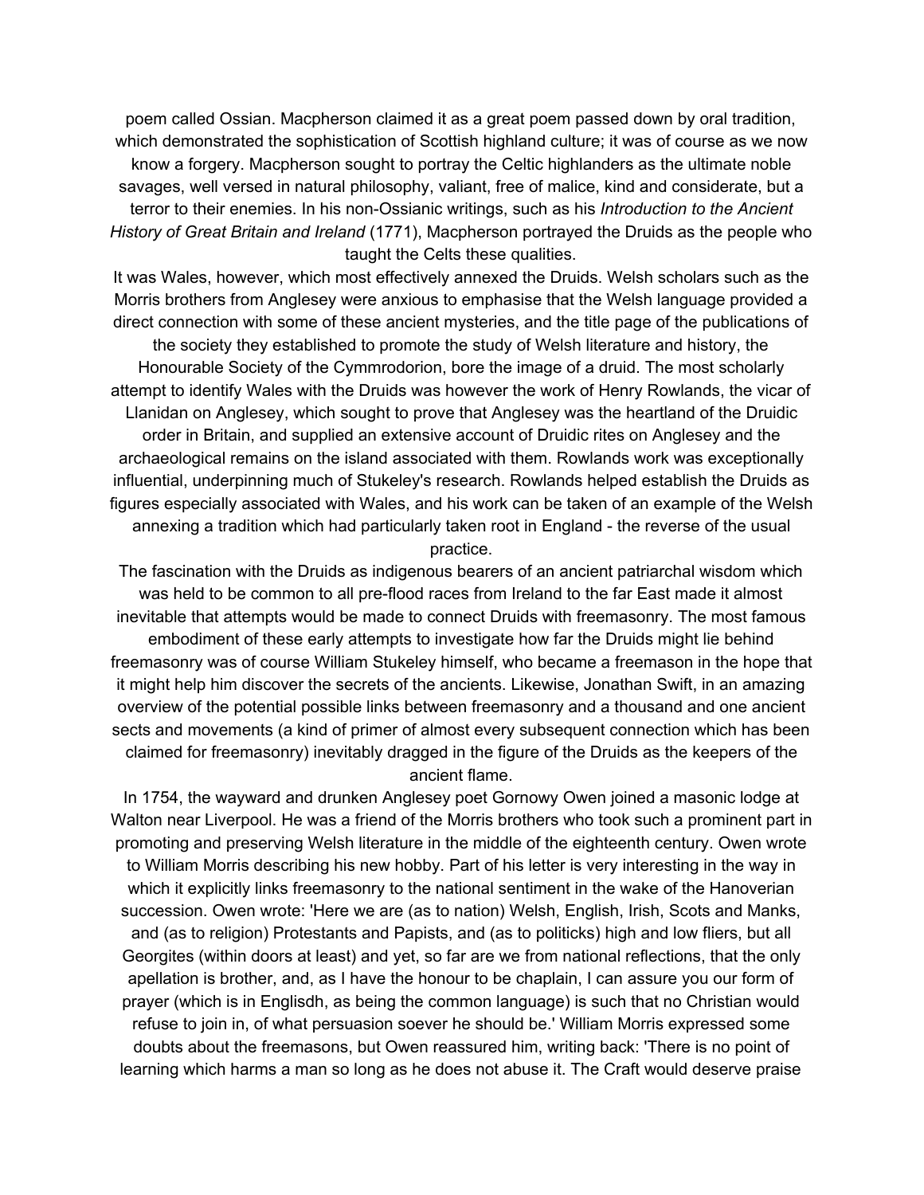poem called Ossian. Macpherson claimed it as a great poem passed down by oral tradition, which demonstrated the sophistication of Scottish highland culture; it was of course as we now know a forgery. Macpherson sought to portray the Celtic highlanders as the ultimate noble savages, well versed in natural philosophy, valiant, free of malice, kind and considerate, but a terror to their enemies. In his non-Ossianic writings, such as his *Introduction to the Ancient History of Great Britain and Ireland* (1771), Macpherson portrayed the Druids as the people who taught the Celts these qualities.

It was Wales, however, which most effectively annexed the Druids. Welsh scholars such as the Morris brothers from Anglesey were anxious to emphasise that the Welsh language provided a direct connection with some of these ancient mysteries, and the title page of the publications of the society they established to promote the study of Welsh literature and history, the Honourable Society of the Cymmrodorion, bore the image of a druid. The most scholarly attempt to identify Wales with the Druids was however the work of Henry Rowlands, the vicar of Llanidan on Anglesey, which sought to prove that Anglesey was the heartland of the Druidic order in Britain, and supplied an extensive account of Druidic rites on Anglesey and the archaeological remains on the island associated with them. Rowlands work was exceptionally influential, underpinning much of Stukeley's research. Rowlands helped establish the Druids as figures especially associated with Wales, and his work can be taken of an example of the Welsh annexing a tradition which had particularly taken root in England - the reverse of the usual practice.

The fascination with the Druids as indigenous bearers of an ancient patriarchal wisdom which was held to be common to all pre-flood races from Ireland to the far East made it almost inevitable that attempts would be made to connect Druids with freemasonry. The most famous embodiment of these early attempts to investigate how far the Druids might lie behind freemasonry was of course William Stukeley himself, who became a freemason in the hope that it might help him discover the secrets of the ancients. Likewise, Jonathan Swift, in an amazing overview of the potential possible links between freemasonry and a thousand and one ancient sects and movements (a kind of primer of almost every subsequent connection which has been claimed for freemasonry) inevitably dragged in the figure of the Druids as the keepers of the ancient flame.

In 1754, the wayward and drunken Anglesey poet Gornowy Owen joined a masonic lodge at Walton near Liverpool. He was a friend of the Morris brothers who took such a prominent part in promoting and preserving Welsh literature in the middle of the eighteenth century. Owen wrote to William Morris describing his new hobby. Part of his letter is very interesting in the way in which it explicitly links freemasonry to the national sentiment in the wake of the Hanoverian succession. Owen wrote: 'Here we are (as to nation) Welsh, English, Irish, Scots and Manks, and (as to religion) Protestants and Papists, and (as to politicks) high and low fliers, but all Georgites (within doors at least) and yet, so far are we from national reflections, that the only apellation is brother, and, as I have the honour to be chaplain, I can assure you our form of prayer (which is in Englisdh, as being the common language) is such that no Christian would refuse to join in, of what persuasion soever he should be.' William Morris expressed some doubts about the freemasons, but Owen reassured him, writing back: 'There is no point of learning which harms a man so long as he does not abuse it. The Craft would deserve praise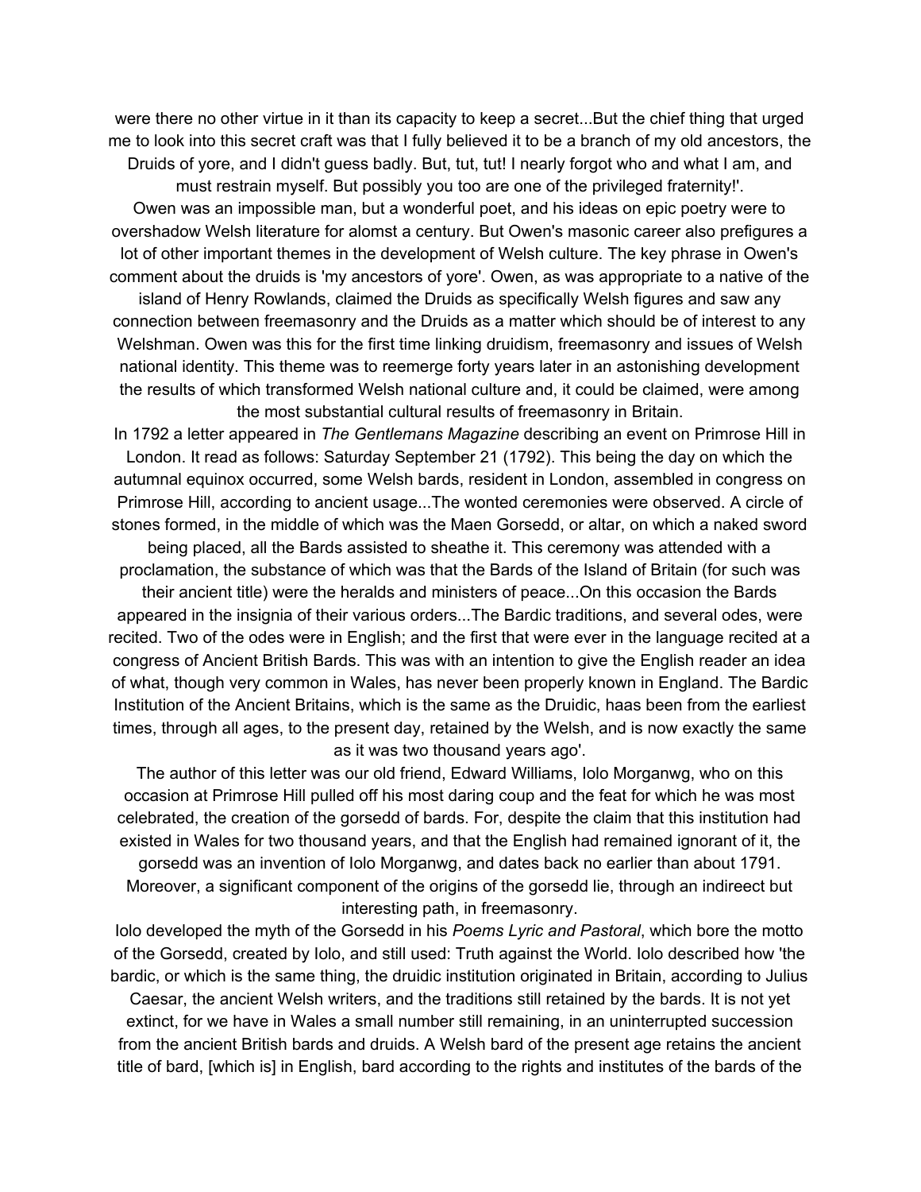were there no other virtue in it than its capacity to keep a secret...But the chief thing that urged me to look into this secret craft was that I fully believed it to be a branch of my old ancestors, the Druids of yore, and I didn't guess badly. But, tut, tut! I nearly forgot who and what I am, and must restrain myself. But possibly you too are one of the privileged fraternity!'.

Owen was an impossible man, but a wonderful poet, and his ideas on epic poetry were to overshadow Welsh literature for alomst a century. But Owen's masonic career also prefigures a lot of other important themes in the development of Welsh culture. The key phrase in Owen's comment about the druids is 'my ancestors of yore'. Owen, as was appropriate to a native of the island of Henry Rowlands, claimed the Druids as specifically Welsh figures and saw any connection between freemasonry and the Druids as a matter which should be of interest to any Welshman. Owen was this for the first time linking druidism, freemasonry and issues of Welsh national identity. This theme was to reemerge forty years later in an astonishing development the results of which transformed Welsh national culture and, it could be claimed, were among the most substantial cultural results of freemasonry in Britain.

In 1792 a letter appeared in *The Gentlemans Magazine* describing an event on Primrose Hill in London. It read as follows: Saturday September 21 (1792). This being the day on which the autumnal equinox occurred, some Welsh bards, resident in London, assembled in congress on Primrose Hill, according to ancient usage...The wonted ceremonies were observed. A circle of stones formed, in the middle of which was the Maen Gorsedd, or altar, on which a naked sword being placed, all the Bards assisted to sheathe it. This ceremony was attended with a proclamation, the substance of which was that the Bards of the Island of Britain (for such was their ancient title) were the heralds and ministers of peace...On this occasion the Bards appeared in the insignia of their various orders...The Bardic traditions, and several odes, were recited. Two of the odes were in English; and the first that were ever in the language recited at a congress of Ancient British Bards. This was with an intention to give the English reader an idea of what, though very common in Wales, has never been properly known in England. The Bardic Institution of the Ancient Britains, which is the same as the Druidic, haas been from the earliest times, through all ages, to the present day, retained by the Welsh, and is now exactly the same as it was two thousand years ago'.

The author of this letter was our old friend, Edward Williams, Iolo Morganwg, who on this occasion at Primrose Hill pulled off his most daring coup and the feat for which he was most celebrated, the creation of the gorsedd of bards. For, despite the claim that this institution had existed in Wales for two thousand years, and that the English had remained ignorant of it, the gorsedd was an invention of Iolo Morganwg, and dates back no earlier than about 1791. Moreover, a significant component of the origins of the gorsedd lie, through an indireect but interesting path, in freemasonry.

Iolo developed the myth of the Gorsedd in his *Poems Lyric and Pastoral*, which bore the motto of the Gorsedd, created by Iolo, and still used: Truth against the World. Iolo described how 'the bardic, or which is the same thing, the druidic institution originated in Britain, according to Julius Caesar, the ancient Welsh writers, and the traditions still retained by the bards. It is not yet extinct, for we have in Wales a small number still remaining, in an uninterrupted succession from the ancient British bards and druids. A Welsh bard of the present age retains the ancient title of bard, [which is] in English, bard according to the rights and institutes of the bards of the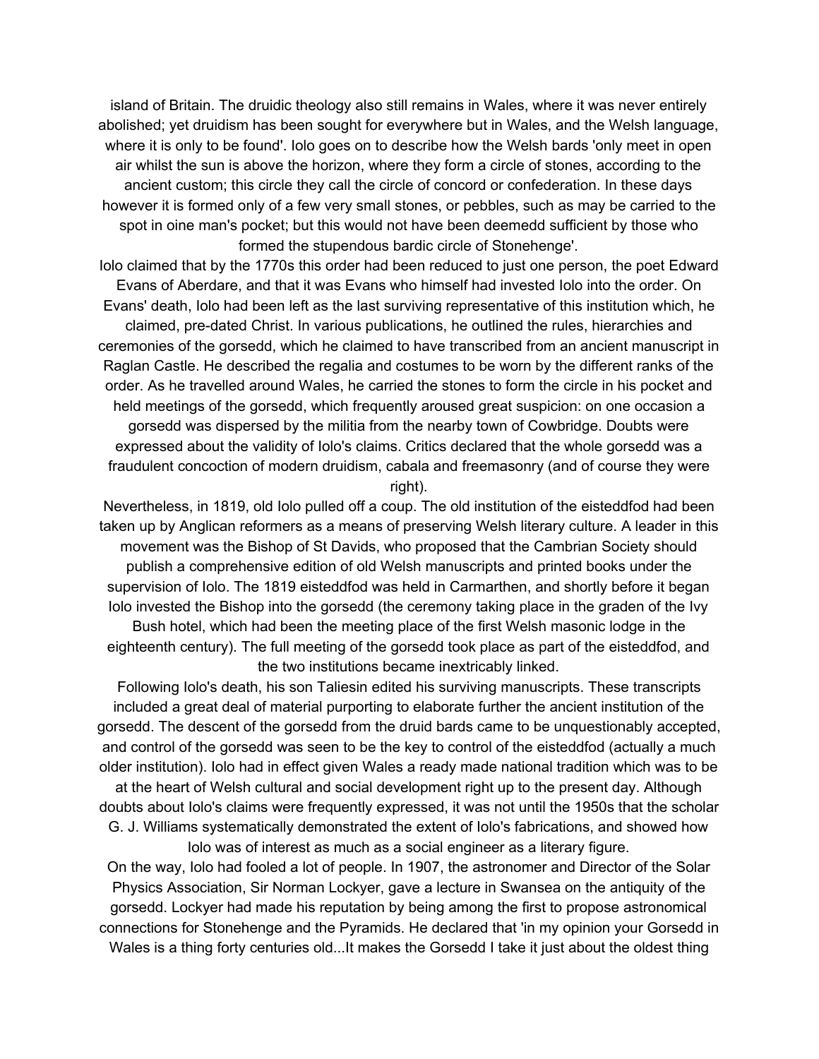island of Britain. The druidic theology also still remains in Wales, where it was never entirely abolished; yet druidism has been sought for everywhere but in Wales, and the Welsh language, where it is only to be found'. Iolo goes on to describe how the Welsh bards 'only meet in open air whilst the sun is above the horizon, where they form a circle of stones, according to the ancient custom; this circle they call the circle of concord or confederation. In these days however it is formed only of a few very small stones, or pebbles, such as may be carried to the spot in oine man's pocket; but this would not have been deemedd sufficient by those who formed the stupendous bardic circle of Stonehenge'.

Iolo claimed that by the 1770s this order had been reduced to just one person, the poet Edward Evans of Aberdare, and that it was Evans who himself had invested Iolo into the order. On Evans' death, Iolo had been left as the last surviving representative of this institution which, he claimed, pre-dated Christ. In various publications, he outlined the rules, hierarchies and ceremonies of the gorsedd, which he claimed to have transcribed from an ancient manuscript in Raglan Castle. He described the regalia and costumes to be worn by the different ranks of the order. As he travelled around Wales, he carried the stones to form the circle in his pocket and held meetings of the gorsedd, which frequently aroused great suspicion: on one occasion a gorsedd was dispersed by the militia from the nearby town of Cowbridge. Doubts were expressed about the validity of Iolo's claims. Critics declared that the whole gorsedd was a fraudulent concoction of modern druidism, cabala and freemasonry (and of course they were right).

Nevertheless, in 1819, old Iolo pulled off a coup. The old institution of the eisteddfod had been taken up by Anglican reformers as a means of preserving Welsh literary culture. A leader in this movement was the Bishop of St Davids, who proposed that the Cambrian Society should publish a comprehensive edition of old Welsh manuscripts and printed books under the supervision of Iolo. The 1819 eisteddfod was held in Carmarthen, and shortly before it began Iolo invested the Bishop into the gorsedd (the ceremony taking place in the graden of the Ivy Bush hotel, which had been the meeting place of the first Welsh masonic lodge in the eighteenth century). The full meeting of the gorsedd took place as part of the eisteddfod, and the two institutions became inextricably linked.

Following Iolo's death, his son Taliesin edited his surviving manuscripts. These transcripts included a great deal of material purporting to elaborate further the ancient institution of the gorsedd. The descent of the gorsedd from the druid bards came to be unquestionably accepted, and control of the gorsedd was seen to be the key to control of the eisteddfod (actually a much older institution). Iolo had in effect given Wales a ready made national tradition which was to be at the heart of Welsh cultural and social development right up to the present day. Although doubts about Iolo's claims were frequently expressed, it was not until the 1950s that the scholar G. J. Williams systematically demonstrated the extent of Iolo's fabrications, and showed how Iolo was of interest as much as a social engineer as a literary figure.

On the way, Iolo had fooled a lot of people. In 1907, the astronomer and Director of the Solar Physics Association, Sir Norman Lockyer, gave a lecture in Swansea on the antiquity of the gorsedd. Lockyer had made his reputation by being among the first to propose astronomical connections for Stonehenge and the Pyramids. He declared that 'in my opinion your Gorsedd in Wales is a thing forty centuries old...It makes the Gorsedd I take it just about the oldest thing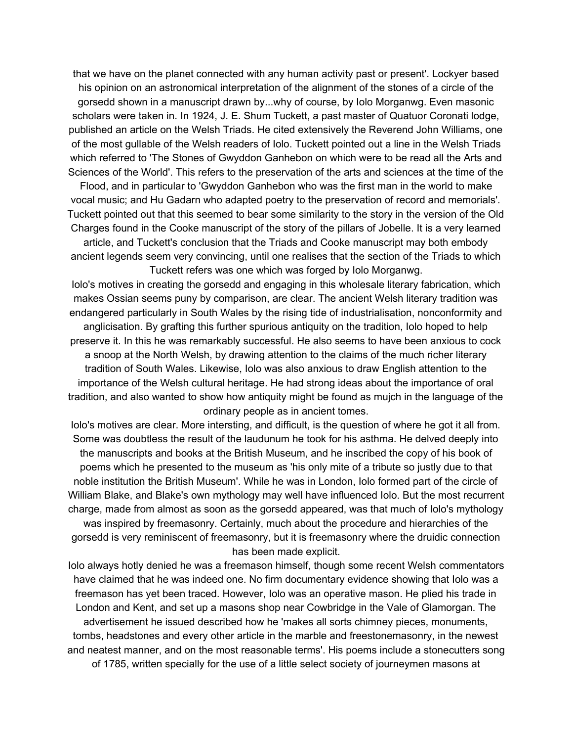that we have on the planet connected with any human activity past or present'. Lockyer based his opinion on an astronomical interpretation of the alignment of the stones of a circle of the gorsedd shown in a manuscript drawn by...why of course, by Iolo Morganwg. Even masonic scholars were taken in. In 1924, J. E. Shum Tuckett, a past master of Quatuor Coronati lodge, published an article on the Welsh Triads. He cited extensively the Reverend John Williams, one of the most gullable of the Welsh readers of Iolo. Tuckett pointed out a line in the Welsh Triads which referred to 'The Stones of Gwyddon Ganhebon on which were to be read all the Arts and Sciences of the World'. This refers to the preservation of the arts and sciences at the time of the Flood, and in particular to 'Gwyddon Ganhebon who was the first man in the world to make vocal music; and Hu Gadarn who adapted poetry to the preservation of record and memorials'. Tuckett pointed out that this seemed to bear some similarity to the story in the version of the Old Charges found in the Cooke manuscript of the story of the pillars of Jobelle. It is a very learned article, and Tuckett's conclusion that the Triads and Cooke manuscript may both embody ancient legends seem very convincing, until one realises that the section of the Triads to which Tuckett refers was one which was forged by Iolo Morganwg.

Iolo's motives in creating the gorsedd and engaging in this wholesale literary fabrication, which makes Ossian seems puny by comparison, are clear. The ancient Welsh literary tradition was endangered particularly in South Wales by the rising tide of industrialisation, nonconformity and anglicisation. By grafting this further spurious antiquity on the tradition, Iolo hoped to help preserve it. In this he was remarkably successful. He also seems to have been anxious to cock a snoop at the North Welsh, by drawing attention to the claims of the much richer literary tradition of South Wales. Likewise, Iolo was also anxious to draw English attention to the importance of the Welsh cultural heritage. He had strong ideas about the importance of oral tradition, and also wanted to show how antiquity might be found as mujch in the language of the ordinary people as in ancient tomes.

Iolo's motives are clear. More intersting, and difficult, is the question of where he got it all from. Some was doubtless the result of the laudunum he took for his asthma. He delved deeply into the manuscripts and books at the British Museum, and he inscribed the copy of his book of poems which he presented to the museum as 'his only mite of a tribute so justly due to that noble institution the British Museum'. While he was in London, Iolo formed part of the circle of William Blake, and Blake's own mythology may well have influenced Iolo. But the most recurrent charge, made from almost as soon as the gorsedd appeared, was that much of Iolo's mythology was inspired by freemasonry. Certainly, much about the procedure and hierarchies of the gorsedd is very reminiscent of freemasonry, but it is freemasonry where the druidic connection has been made explicit.

Iolo always hotly denied he was a freemason himself, though some recent Welsh commentators have claimed that he was indeed one. No firm documentary evidence showing that Iolo was a freemason has yet been traced. However, Iolo was an operative mason. He plied his trade in London and Kent, and set up a masons shop near Cowbridge in the Vale of Glamorgan. The advertisement he issued described how he 'makes all sorts chimney pieces, monuments, tombs, headstones and every other article in the marble and freestonemasonry, in the newest and neatest manner, and on the most reasonable terms'. His poems include a stonecutters song of 1785, written specially for the use of a little select society of journeymen masons at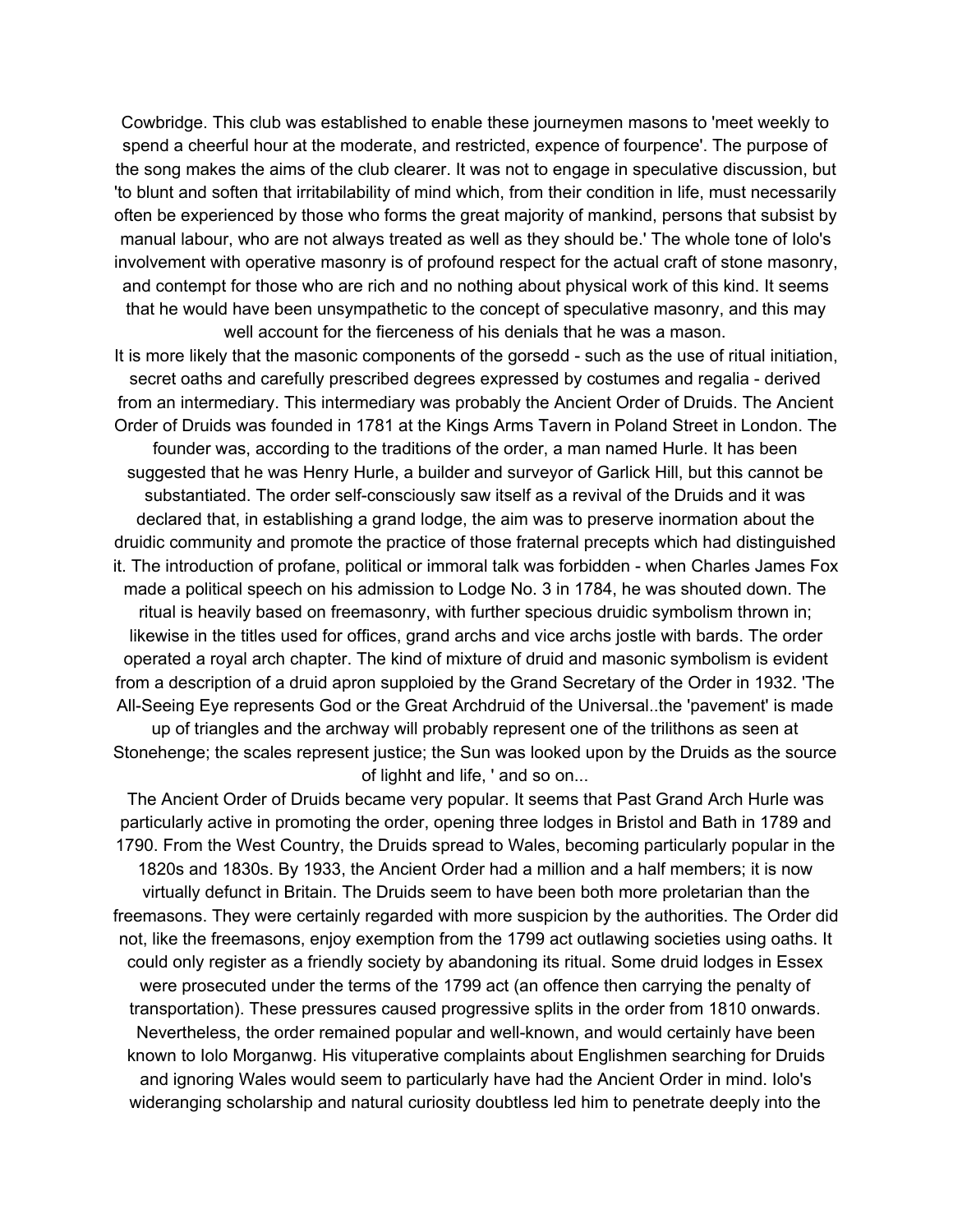Cowbridge. This club was established to enable these journeymen masons to 'meet weekly to spend a cheerful hour at the moderate, and restricted, expence of fourpence'. The purpose of the song makes the aims of the club clearer. It was not to engage in speculative discussion, but 'to blunt and soften that irritabilability of mind which, from their condition in life, must necessarily often be experienced by those who forms the great majority of mankind, persons that subsist by manual labour, who are not always treated as well as they should be.' The whole tone of Iolo's involvement with operative masonry is of profound respect for the actual craft of stone masonry, and contempt for those who are rich and no nothing about physical work of this kind. It seems that he would have been unsympathetic to the concept of speculative masonry, and this may well account for the fierceness of his denials that he was a mason.

It is more likely that the masonic components of the gorsedd - such as the use of ritual initiation, secret oaths and carefully prescribed degrees expressed by costumes and regalia - derived from an intermediary. This intermediary was probably the Ancient Order of Druids. The Ancient Order of Druids was founded in 1781 at the Kings Arms Tavern in Poland Street in London. The founder was, according to the traditions of the order, a man named Hurle. It has been suggested that he was Henry Hurle, a builder and surveyor of Garlick Hill, but this cannot be substantiated. The order self-consciously saw itself as a revival of the Druids and it was declared that, in establishing a grand lodge, the aim was to preserve inormation about the druidic community and promote the practice of those fraternal precepts which had distinguished it. The introduction of profane, political or immoral talk was forbidden - when Charles James Fox made a political speech on his admission to Lodge No. 3 in 1784, he was shouted down. The ritual is heavily based on freemasonry, with further specious druidic symbolism thrown in; likewise in the titles used for offices, grand archs and vice archs jostle with bards. The order operated a royal arch chapter. The kind of mixture of druid and masonic symbolism is evident from a description of a druid apron supploied by the Grand Secretary of the Order in 1932. 'The All-Seeing Eye represents God or the Great Archdruid of the Universal..the 'pavement' is made up of triangles and the archway will probably represent one of the trilithons as seen at Stonehenge; the scales represent justice; the Sun was looked upon by the Druids as the source of lighht and life, ' and so on...

The Ancient Order of Druids became very popular. It seems that Past Grand Arch Hurle was particularly active in promoting the order, opening three lodges in Bristol and Bath in 1789 and 1790. From the West Country, the Druids spread to Wales, becoming particularly popular in the 1820s and 1830s. By 1933, the Ancient Order had a million and a half members; it is now virtually defunct in Britain. The Druids seem to have been both more proletarian than the freemasons. They were certainly regarded with more suspicion by the authorities. The Order did not, like the freemasons, enjoy exemption from the 1799 act outlawing societies using oaths. It could only register as a friendly society by abandoning its ritual. Some druid lodges in Essex were prosecuted under the terms of the 1799 act (an offence then carrying the penalty of transportation). These pressures caused progressive splits in the order from 1810 onwards. Nevertheless, the order remained popular and well-known, and would certainly have been known to Iolo Morganwg. His vituperative complaints about Englishmen searching for Druids and ignoring Wales would seem to particularly have had the Ancient Order in mind. Iolo's wideranging scholarship and natural curiosity doubtless led him to penetrate deeply into the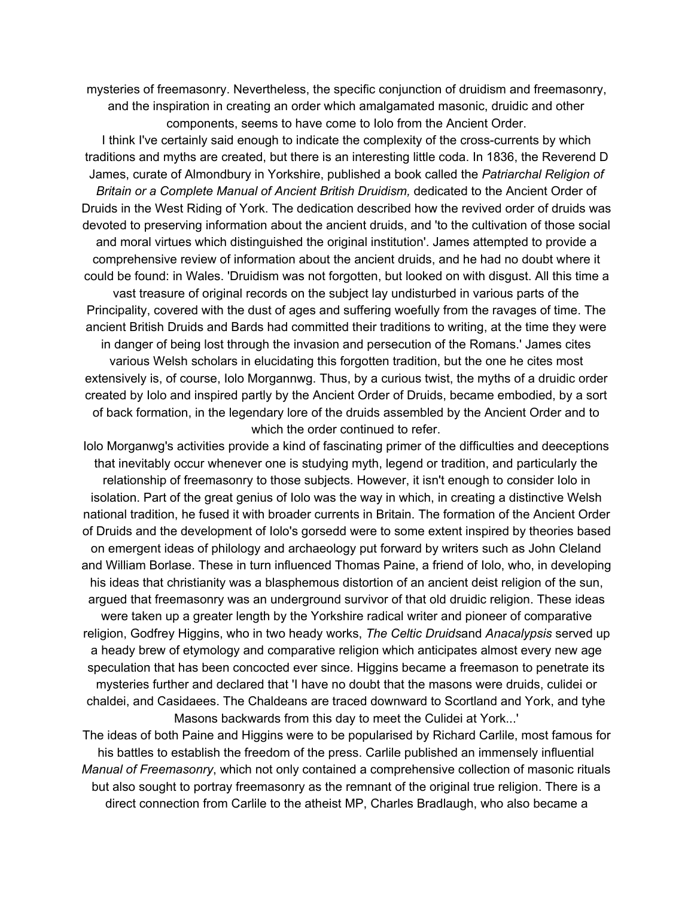mysteries of freemasonry. Nevertheless, the specific conjunction of druidism and freemasonry, and the inspiration in creating an order which amalgamated masonic, druidic and other components, seems to have come to Iolo from the Ancient Order.

I think I've certainly said enough to indicate the complexity of the cross-currents by which traditions and myths are created, but there is an interesting little coda. In 1836, the Reverend D James, curate of Almondbury in Yorkshire, published a book called the *Patriarchal Religion of Britain or a Complete Manual of Ancient British Druidism,* dedicated to the Ancient Order of Druids in the West Riding of York. The dedication described how the revived order of druids was devoted to preserving information about the ancient druids, and 'to the cultivation of those social and moral virtues which distinguished the original institution'. James attempted to provide a comprehensive review of information about the ancient druids, and he had no doubt where it could be found: in Wales. 'Druidism was not forgotten, but looked on with disgust. All this time a vast treasure of original records on the subject lay undisturbed in various parts of the Principality, covered with the dust of ages and suffering woefully from the ravages of time. The ancient British Druids and Bards had committed their traditions to writing, at the time they were in danger of being lost through the invasion and persecution of the Romans.' James cites various Welsh scholars in elucidating this forgotten tradition, but the one he cites most extensively is, of course, Iolo Morgannwg. Thus, by a curious twist, the myths of a druidic order created by Iolo and inspired partly by the Ancient Order of Druids, became embodied, by a sort of back formation, in the legendary lore of the druids assembled by the Ancient Order and to which the order continued to refer.

Iolo Morganwg's activities provide a kind of fascinating primer of the difficulties and deeceptions that inevitably occur whenever one is studying myth, legend or tradition, and particularly the relationship of freemasonry to those subjects. However, it isn't enough to consider Iolo in isolation. Part of the great genius of Iolo was the way in which, in creating a distinctive Welsh national tradition, he fused it with broader currents in Britain. The formation of the Ancient Order of Druids and the development of Iolo's gorsedd were to some extent inspired by theories based on emergent ideas of philology and archaeology put forward by writers such as John Cleland and William Borlase. These in turn influenced Thomas Paine, a friend of Iolo, who, in developing his ideas that christianity was a blasphemous distortion of an ancient deist religion of the sun, argued that freemasonry was an underground survivor of that old druidic religion. These ideas were taken up a greater length by the Yorkshire radical writer and pioneer of comparative religion, Godfrey Higgins, who in two heady works, *The Celtic Druids*and *Anacalypsis* served up a heady brew of etymology and comparative religion which anticipates almost every new age speculation that has been concocted ever since. Higgins became a freemason to penetrate its mysteries further and declared that 'I have no doubt that the masons were druids, culidei or chaldei, and Casidaees. The Chaldeans are traced downward to Scortland and York, and tyhe Masons backwards from this day to meet the Culidei at York...'

The ideas of both Paine and Higgins were to be popularised by Richard Carlile, most famous for his battles to establish the freedom of the press. Carlile published an immensely influential *Manual of Freemasonry*, which not only contained a comprehensive collection of masonic rituals but also sought to portray freemasonry as the remnant of the original true religion. There is a direct connection from Carlile to the atheist MP, Charles Bradlaugh, who also became a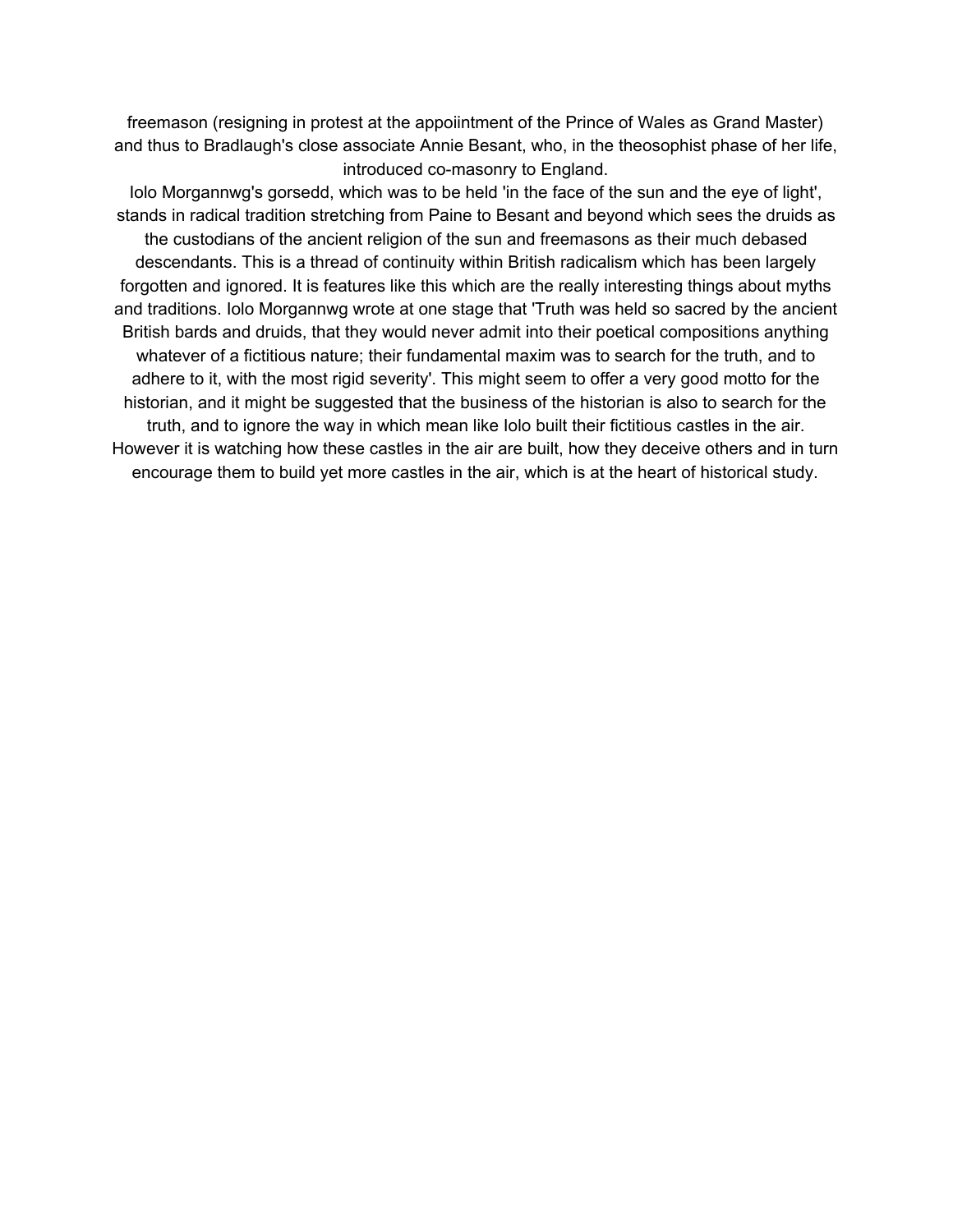freemason (resigning in protest at the appoiintment of the Prince of Wales as Grand Master) and thus to Bradlaugh's close associate Annie Besant, who, in the theosophist phase of her life, introduced co-masonry to England.

Iolo Morgannwg's gorsedd, which was to be held 'in the face of the sun and the eye of light', stands in radical tradition stretching from Paine to Besant and beyond which sees the druids as the custodians of the ancient religion of the sun and freemasons as their much debased descendants. This is a thread of continuity within British radicalism which has been largely forgotten and ignored. It is features like this which are the really interesting things about myths and traditions. Iolo Morgannwg wrote at one stage that 'Truth was held so sacred by the ancient British bards and druids, that they would never admit into their poetical compositions anything whatever of a fictitious nature; their fundamental maxim was to search for the truth, and to adhere to it, with the most rigid severity'. This might seem to offer a very good motto for the historian, and it might be suggested that the business of the historian is also to search for the truth, and to ignore the way in which mean like Iolo built their fictitious castles in the air. However it is watching how these castles in the air are built, how they deceive others and in turn encourage them to build yet more castles in the air, which is at the heart of historical study.